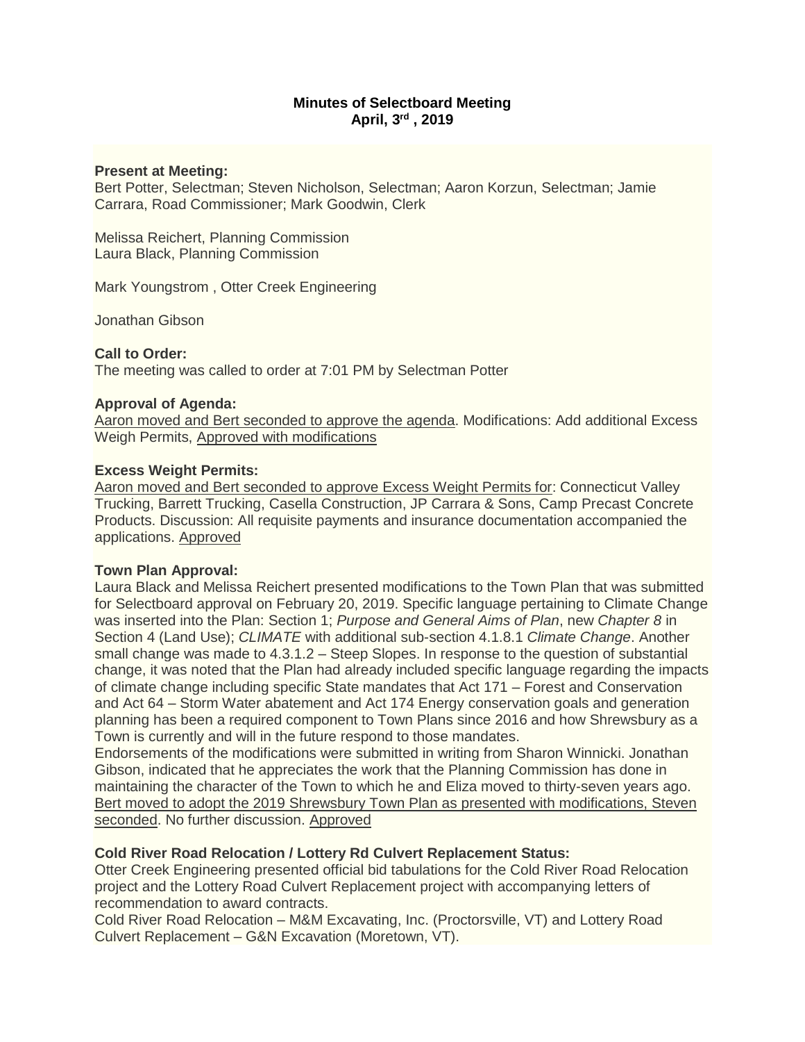**Minutes of Selectboard Meeting**
**April, 3rd , 2019**

**Present at Meeting:**
Bert Potter, Selectman; Steven Nicholson, Selectman; Aaron Korzun, Selectman; Jamie Carrara, Road Commissioner; Mark Goodwin, Clerk

Melissa Reichert, Planning Commission
Laura Black, Planning Commission

Mark Youngstrom , Otter Creek Engineering

Jonathan Gibson

**Call to Order:**
The meeting was called to order at 7:01 PM by Selectman Potter

**Approval of Agenda:**
<u>Aaron moved and Bert seconded to approve the agenda</u>. Modifications: Add additional Excess Weigh Permits, <u>Approved with modifications</u>

**Excess Weight Permits:**
<u>Aaron moved and Bert seconded to approve Excess Weight Permits for</u>: Connecticut Valley Trucking, Barrett Trucking, Casella Construction, JP Carrara & Sons, Camp Precast Concrete Products. Discussion: All requisite payments and insurance documentation accompanied the applications. <u>Approved</u>

**Town Plan Approval:**
Laura Black and Melissa Reichert presented modifications to the Town Plan that was submitted for Selectboard approval on February 20, 2019. Specific language pertaining to Climate Change was inserted into the Plan: Section 1; *Purpose and General Aims of Plan*, new *Chapter 8* in Section 4 (Land Use); *CLIMATE* with additional sub-section 4.1.8.1 *Climate Change*. Another small change was made to 4.3.1.2 – Steep Slopes. In response to the question of substantial change, it was noted that the Plan had already included specific language regarding the impacts of climate change including specific State mandates that Act 171 – Forest and Conservation and Act 64 – Storm Water abatement and Act 174 Energy conservation goals and generation planning has been a required component to Town Plans since 2016 and how Shrewsbury as a Town is currently and will in the future respond to those mandates.
Endorsements of the modifications were submitted in writing from Sharon Winnicki. Jonathan Gibson, indicated that he appreciates the work that the Planning Commission has done in maintaining the character of the Town to which he and Eliza moved to thirty-seven years ago. <u>Bert moved to adopt the 2019 Shrewsbury Town Plan as presented with modifications, Steven seconded</u>. No further discussion. <u>Approved</u>

**Cold River Road Relocation / Lottery Rd Culvert Replacement Status:**
Otter Creek Engineering presented official bid tabulations for the Cold River Road Relocation project and the Lottery Road Culvert Replacement project with accompanying letters of recommendation to award contracts.
Cold River Road Relocation – M&M Excavating, Inc. (Proctorsville, VT) and Lottery Road Culvert Replacement – G&N Excavation (Moretown, VT).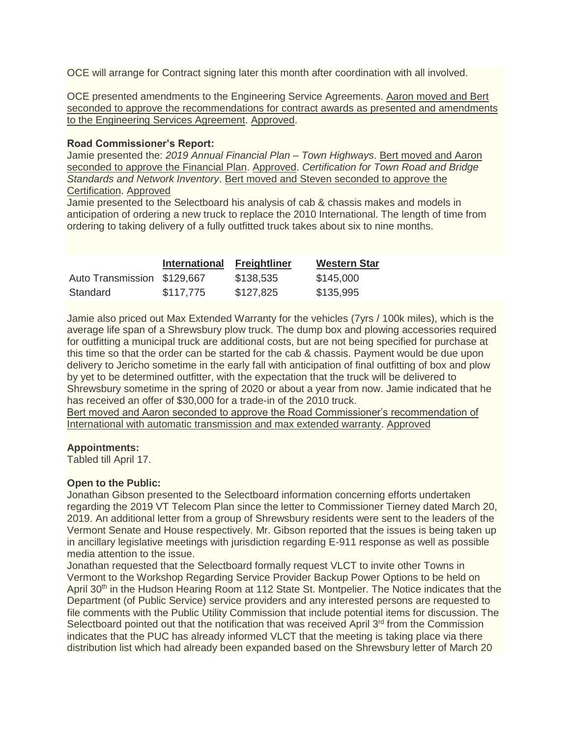OCE will arrange for Contract signing later this month after coordination with all involved.

OCE presented amendments to the Engineering Service Agreements. Aaron moved and Bert seconded to approve the recommendations for contract awards as presented and amendments to the Engineering Services Agreement. Approved.

**Road Commissioner's Report:**

Jamie presented the: *2019 Annual Financial Plan – Town Highways*. Bert moved and Aaron seconded to approve the Financial Plan. Approved. *Certification for Town Road and Bridge Standards and Network Inventory*. Bert moved and Steven seconded to approve the Certification. Approved

Jamie presented to the Selectboard his analysis of cab & chassis makes and models in anticipation of ordering a new truck to replace the 2010 International. The length of time from ordering to taking delivery of a fully outfitted truck takes about six to nine months.

| | International | Freightliner | Western Star |
|---|---|---|---|
| Auto Transmission | $129,667 | $138,535 | $145,000 |
| Standard | $117,775 | $127,825 | $135,995 |

Jamie also priced out Max Extended Warranty for the vehicles (7yrs / 100k miles), which is the average life span of a Shrewsbury plow truck. The dump box and plowing accessories required for outfitting a municipal truck are additional costs, but are not being specified for purchase at this time so that the order can be started for the cab & chassis. Payment would be due upon delivery to Jericho sometime in the early fall with anticipation of final outfitting of box and plow by yet to be determined outfitter, with the expectation that the truck will be delivered to Shrewsbury sometime in the spring of 2020 or about a year from now. Jamie indicated that he has received an offer of $30,000 for a trade-in of the 2010 truck.

Bert moved and Aaron seconded to approve the Road Commissioner's recommendation of International with automatic transmission and max extended warranty. Approved

**Appointments:**

Tabled till April 17.

**Open to the Public:**

Jonathan Gibson presented to the Selectboard information concerning efforts undertaken regarding the 2019 VT Telecom Plan since the letter to Commissioner Tierney dated March 20, 2019. An additional letter from a group of Shrewsbury residents were sent to the leaders of the Vermont Senate and House respectively. Mr. Gibson reported that the issues is being taken up in ancillary legislative meetings with jurisdiction regarding E-911 response as well as possible media attention to the issue.

Jonathan requested that the Selectboard formally request VLCT to invite other Towns in Vermont to the Workshop Regarding Service Provider Backup Power Options to be held on April 30th in the Hudson Hearing Room at 112 State St. Montpelier. The Notice indicates that the Department (of Public Service) service providers and any interested persons are requested to file comments with the Public Utility Commission that include potential items for discussion. The Selectboard pointed out that the notification that was received April 3rd from the Commission indicates that the PUC has already informed VLCT that the meeting is taking place via there distribution list which had already been expanded based on the Shrewsbury letter of March 20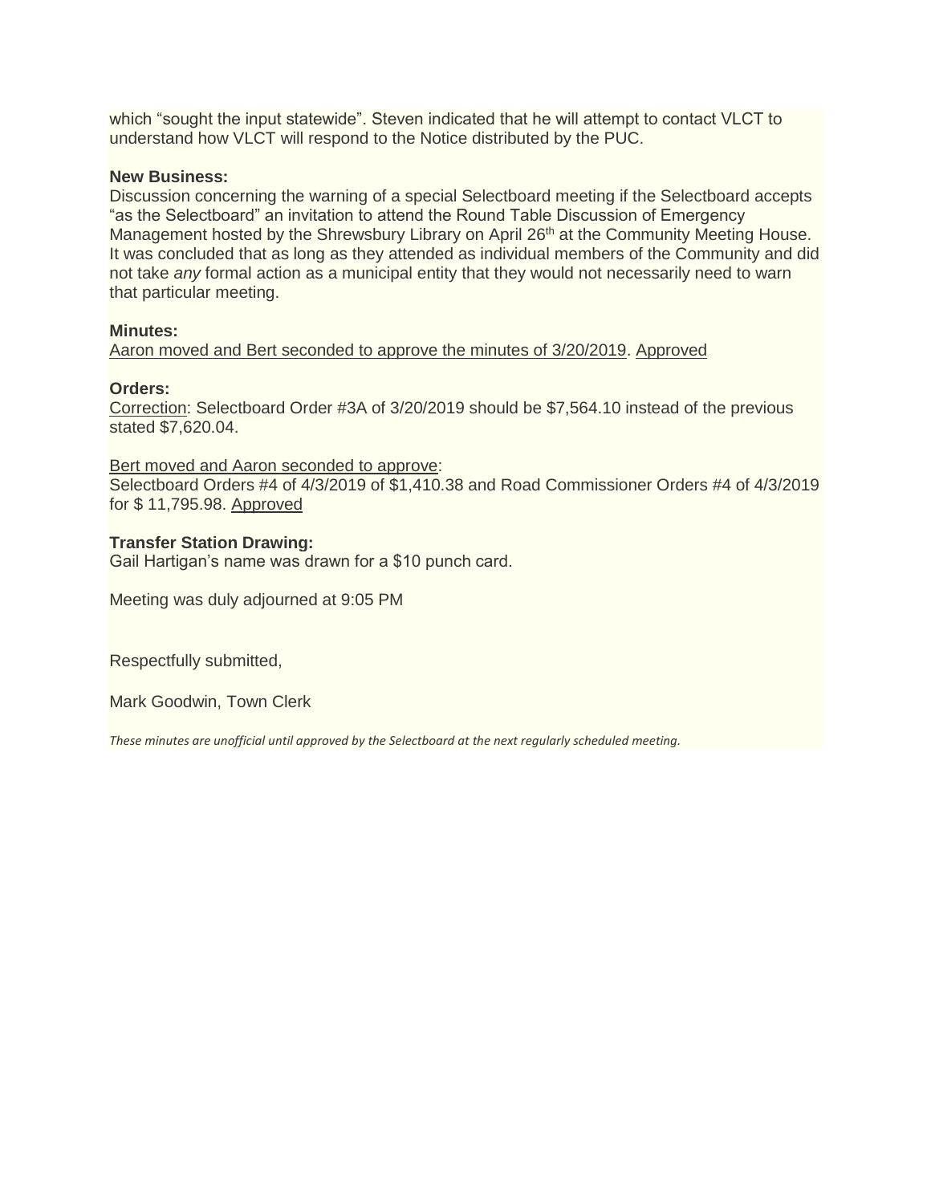which "sought the input statewide". Steven indicated that he will attempt to contact VLCT to understand how VLCT will respond to the Notice distributed by the PUC.

**New Business:**
Discussion concerning the warning of a special Selectboard meeting if the Selectboard accepts "as the Selectboard" an invitation to attend the Round Table Discussion of Emergency Management hosted by the Shrewsbury Library on April 26th at the Community Meeting House. It was concluded that as long as they attended as individual members of the Community and did not take *any* formal action as a municipal entity that they would not necessarily need to warn that particular meeting.

**Minutes:**
Aaron moved and Bert seconded to approve the minutes of 3/20/2019. Approved

**Orders:**
Correction: Selectboard Order #3A of 3/20/2019 should be $7,564.10 instead of the previous stated $7,620.04.

Bert moved and Aaron seconded to approve:
Selectboard Orders #4 of 4/3/2019 of $1,410.38 and Road Commissioner Orders #4 of 4/3/2019 for $ 11,795.98. Approved

**Transfer Station Drawing:**
Gail Hartigan's name was drawn for a $10 punch card.

Meeting was duly adjourned at 9:05 PM

Respectfully submitted,

Mark Goodwin, Town Clerk

*These minutes are unofficial until approved by the Selectboard at the next regularly scheduled meeting.*